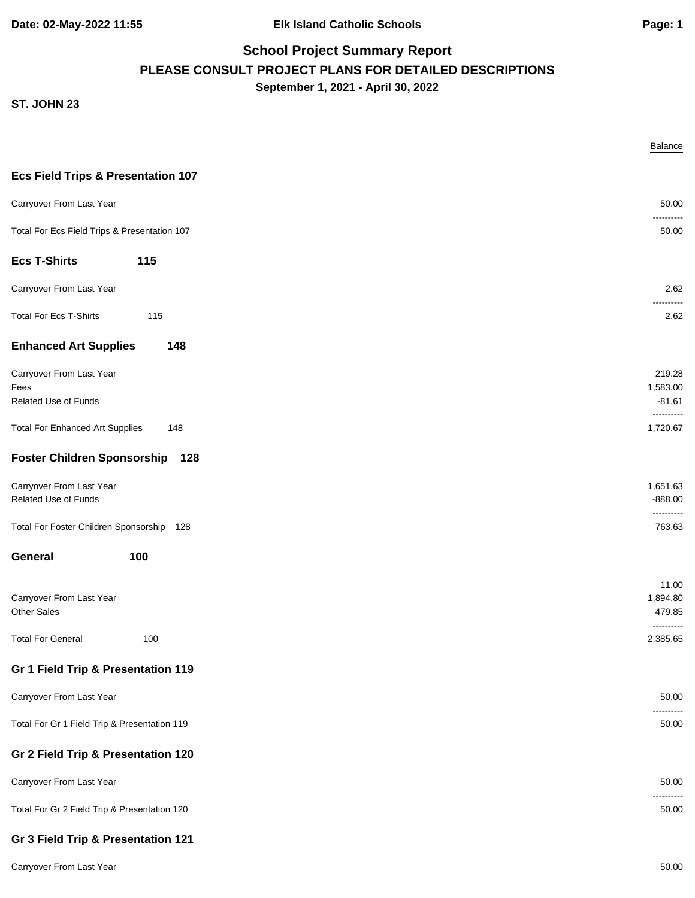# School Project Summary Report

## PLEASE CONSULT PROJECT PLANS FOR DETAILED DESCRIPTIONS

**September 1, 2021 - April 30, 2022**

**ST. JOHN 23**

| | Balance |
|---|---|
| **Ecs Field Trips & Presentation 107** | |
| Carryover From Last Year | 50.00 |
| | ---------- |
| Total For Ecs Field Trips & Presentation 107 | 50.00 |
| **Ecs T-Shirts 115** | |
| Carryover From Last Year | 2.62 |
| | ---------- |
| Total For Ecs T-Shirts 115 | 2.62 |
| **Enhanced Art Supplies 148** | |
| Carryover From Last Year | 219.28 |
| Fees | 1,583.00 |
| Related Use of Funds | -81.61 |
| | ---------- |
| Total For Enhanced Art Supplies 148 | 1,720.67 |
| **Foster Children Sponsorship 128** | |
| Carryover From Last Year | 1,651.63 |
| Related Use of Funds | -888.00 |
| | ---------- |
| Total For Foster Children Sponsorship 128 | 763.63 |
| **General 100** | |
| | 11.00 |
| Carryover From Last Year | 1,894.80 |
| Other Sales | 479.85 |
| | ---------- |
| Total For General 100 | 2,385.65 |
| **Gr 1 Field Trip & Presentation 119** | |
| Carryover From Last Year | 50.00 |
| | ---------- |
| Total For Gr 1 Field Trip & Presentation 119 | 50.00 |
| **Gr 2 Field Trip & Presentation 120** | |
| Carryover From Last Year | 50.00 |
| | ---------- |
| Total For Gr 2 Field Trip & Presentation 120 | 50.00 |
| **Gr 3 Field Trip & Presentation 121** | |
| Carryover From Last Year | 50.00 |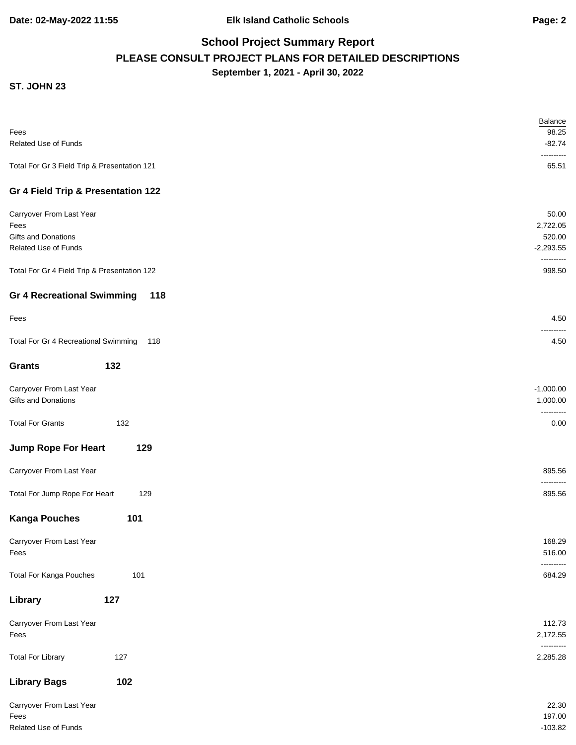**School Project Summary Report**

**PLEASE CONSULT PROJECT PLANS FOR DETAILED DESCRIPTIONS**

**September 1, 2021 - April 30, 2022**

**ST. JOHN 23**

| | Balance |
|---|---:|
| Fees | 98.25 |
| Related Use of Funds | -82.74 |
| | ---------- |
| Total For Gr 3 Field Trip & Presentation 121 | 65.51 |

### Gr 4 Field Trip & Presentation 122

| | |
|---|---:|
| Carryover From Last Year | 50.00 |
| Fees | 2,722.05 |
| Gifts and Donations | 520.00 |
| Related Use of Funds | -2,293.55 |
| | ---------- |
| Total For Gr 4 Field Trip & Presentation 122 | 998.50 |

### Gr 4 Recreational Swimming 118

| | |
|---|---:|
| Fees | 4.50 |
| | ---------- |
| Total For Gr 4 Recreational Swimming 118 | 4.50 |

### Grants 132

| | |
|---|---:|
| Carryover From Last Year | -1,000.00 |
| Gifts and Donations | 1,000.00 |
| | ---------- |
| Total For Grants 132 | 0.00 |

### Jump Rope For Heart 129

| | |
|---|---:|
| Carryover From Last Year | 895.56 |
| | ---------- |
| Total For Jump Rope For Heart 129 | 895.56 |

### Kanga Pouches 101

| | |
|---|---:|
| Carryover From Last Year | 168.29 |
| Fees | 516.00 |
| | ---------- |
| Total For Kanga Pouches 101 | 684.29 |

### Library 127

| | |
|---|---:|
| Carryover From Last Year | 112.73 |
| Fees | 2,172.55 |
| | ---------- |
| Total For Library 127 | 2,285.28 |

### Library Bags 102

| | |
|---|---:|
| Carryover From Last Year | 22.30 |
| Fees | 197.00 |
| Related Use of Funds | -103.82 |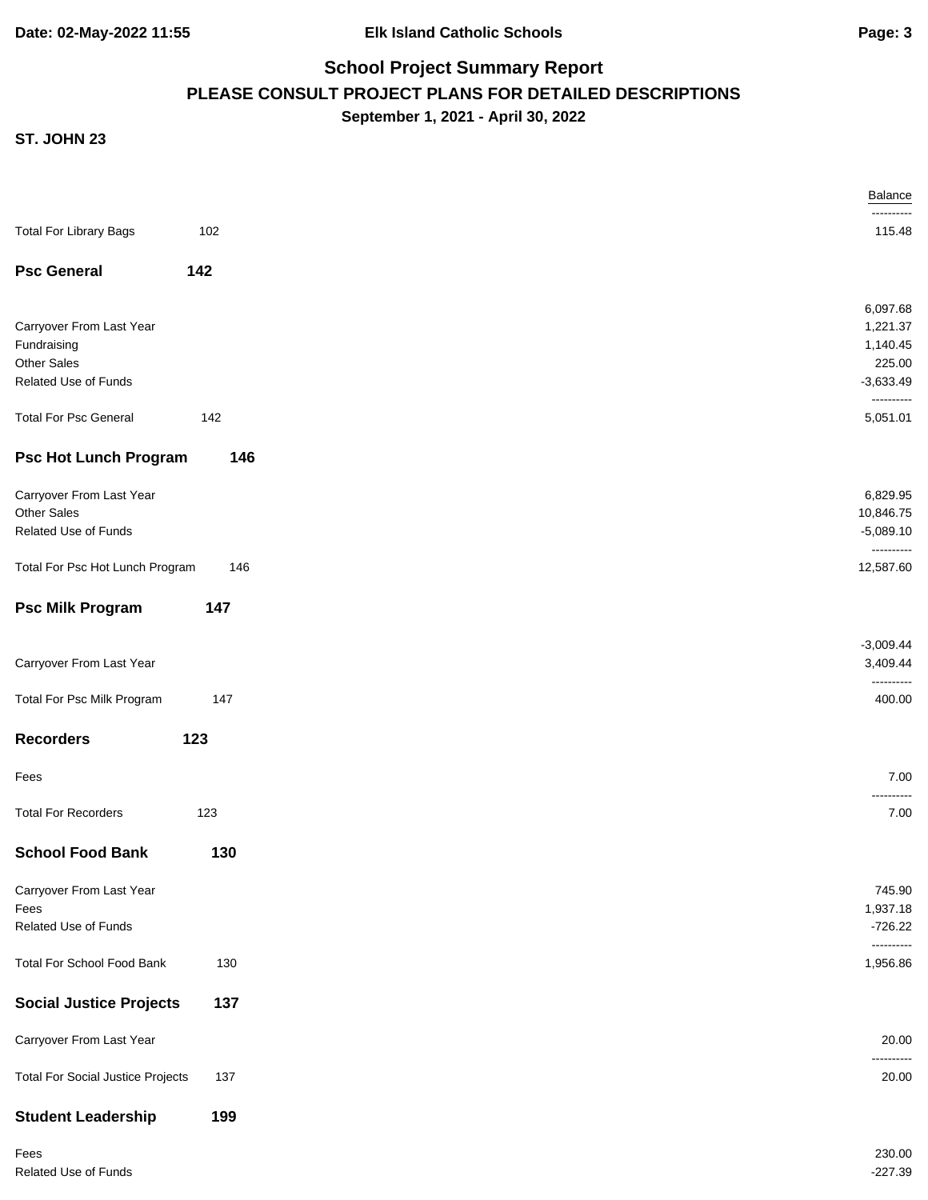## School Project Summary Report

**PLEASE CONSULT PROJECT PLANS FOR DETAILED DESCRIPTIONS**

**September 1, 2021 - April 30, 2022**

**ST. JOHN 23**

| | | Balance |
|---|---|---|
| Total For Library Bags | 102 | 115.48 |
| **Psc General** | **142** | |
| | | 6,097.68 |
| Carryover From Last Year | | 1,221.37 |
| Fundraising | | 1,140.45 |
| Other Sales | | 225.00 |
| Related Use of Funds | | -3,633.49 |
| Total For Psc General | 142 | 5,051.01 |
| **Psc Hot Lunch Program** | **146** | |
| Carryover From Last Year | | 6,829.95 |
| Other Sales | | 10,846.75 |
| Related Use of Funds | | -5,089.10 |
| Total For Psc Hot Lunch Program | 146 | 12,587.60 |
| **Psc Milk Program** | **147** | |
| | | -3,009.44 |
| Carryover From Last Year | | 3,409.44 |
| Total For Psc Milk Program | 147 | 400.00 |
| **Recorders** | **123** | |
| Fees | | 7.00 |
| Total For Recorders | 123 | 7.00 |
| **School Food Bank** | **130** | |
| Carryover From Last Year | | 745.90 |
| Fees | | 1,937.18 |
| Related Use of Funds | | -726.22 |
| Total For School Food Bank | 130 | 1,956.86 |
| **Social Justice Projects** | **137** | |
| Carryover From Last Year | | 20.00 |
| Total For Social Justice Projects | 137 | 20.00 |
| **Student Leadership** | **199** | |
| Fees | | 230.00 |
| Related Use of Funds | | -227.39 |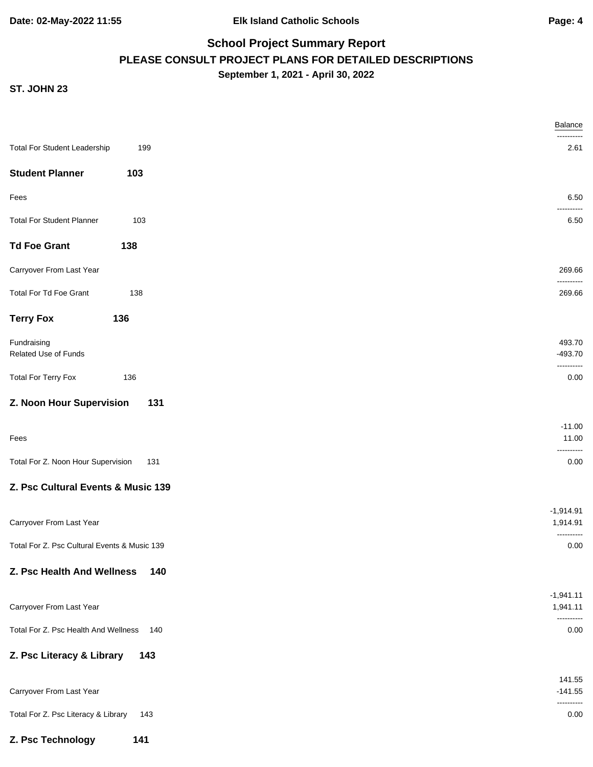**ST. JOHN 23**

| | | Balance |
|---|---|---|
| | | ---------- |
| Total For Student Leadership | 199 | 2.61 |

## Student Planner 103

| | | Balance |
|---|---|---|
| Fees | | 6.50 |
| | | ---------- |
| Total For Student Planner | 103 | 6.50 |

## Td Foe Grant 138

| | | Balance |
|---|---|---|
| Carryover From Last Year | | 269.66 |
| | | ---------- |
| Total For Td Foe Grant | 138 | 269.66 |

## Terry Fox 136

| | | Balance |
|---|---|---|
| Fundraising | | 493.70 |
| Related Use of Funds | | -493.70 |
| | | ---------- |
| Total For Terry Fox | 136 | 0.00 |

## Z. Noon Hour Supervision 131

| | | Balance |
|---|---|---|
| | | -11.00 |
| Fees | | 11.00 |
| | | ---------- |
| Total For Z. Noon Hour Supervision | 131 | 0.00 |

## Z. Psc Cultural Events & Music 139

| | | Balance |
|---|---|---|
| | | -1,914.91 |
| Carryover From Last Year | | 1,914.91 |
| | | ---------- |
| Total For Z. Psc Cultural Events & Music 139 | | 0.00 |

## Z. Psc Health And Wellness 140

| | | Balance |
|---|---|---|
| | | -1,941.11 |
| Carryover From Last Year | | 1,941.11 |
| | | ---------- |
| Total For Z. Psc Health And Wellness | 140 | 0.00 |

## Z. Psc Literacy & Library 143

| | | Balance |
|---|---|---|
| | | 141.55 |
| Carryover From Last Year | | -141.55 |
| | | ---------- |
| Total For Z. Psc Literacy & Library | 143 | 0.00 |

## Z. Psc Technology 141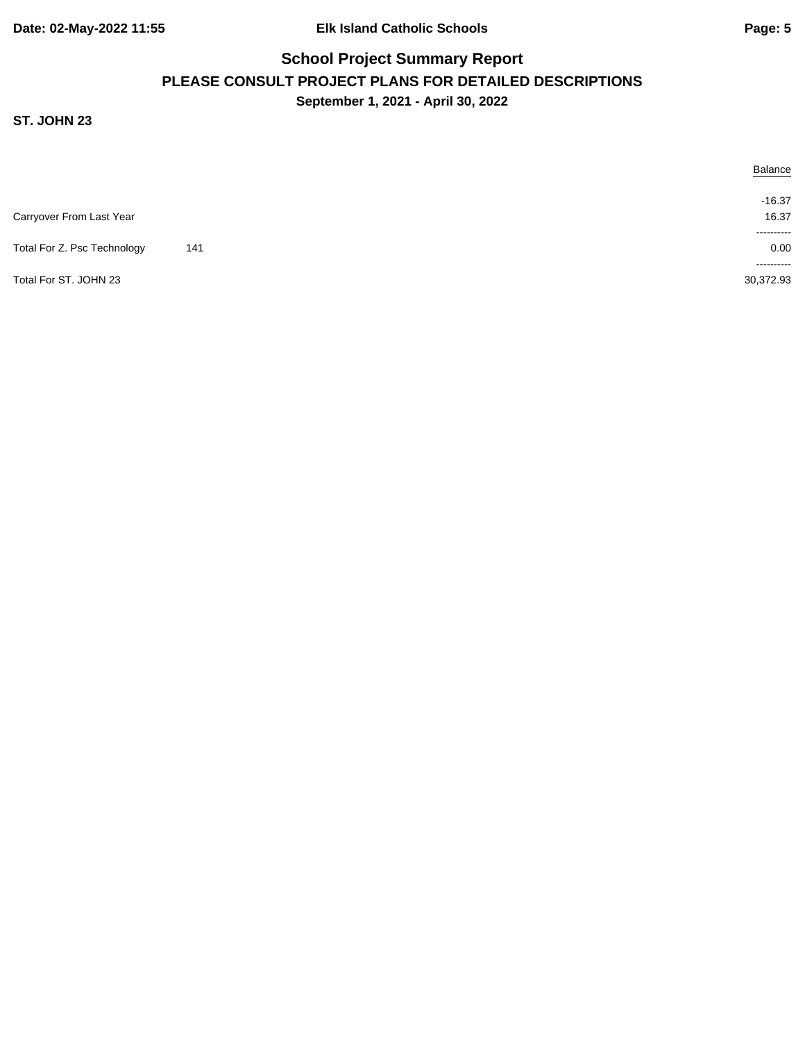## School Project Summary Report

### PLEASE CONSULT PROJECT PLANS FOR DETAILED DESCRIPTIONS

**September 1, 2021 - April 30, 2022**

**ST. JOHN 23**

| | | Balance |
|---|---|---|
| | | -16.37 |
| Carryover From Last Year | | 16.37 |
| | | ---------- |
| Total For Z. Psc Technology | 141 | 0.00 |
| | | ---------- |
| Total For ST. JOHN 23 | | 30,372.93 |